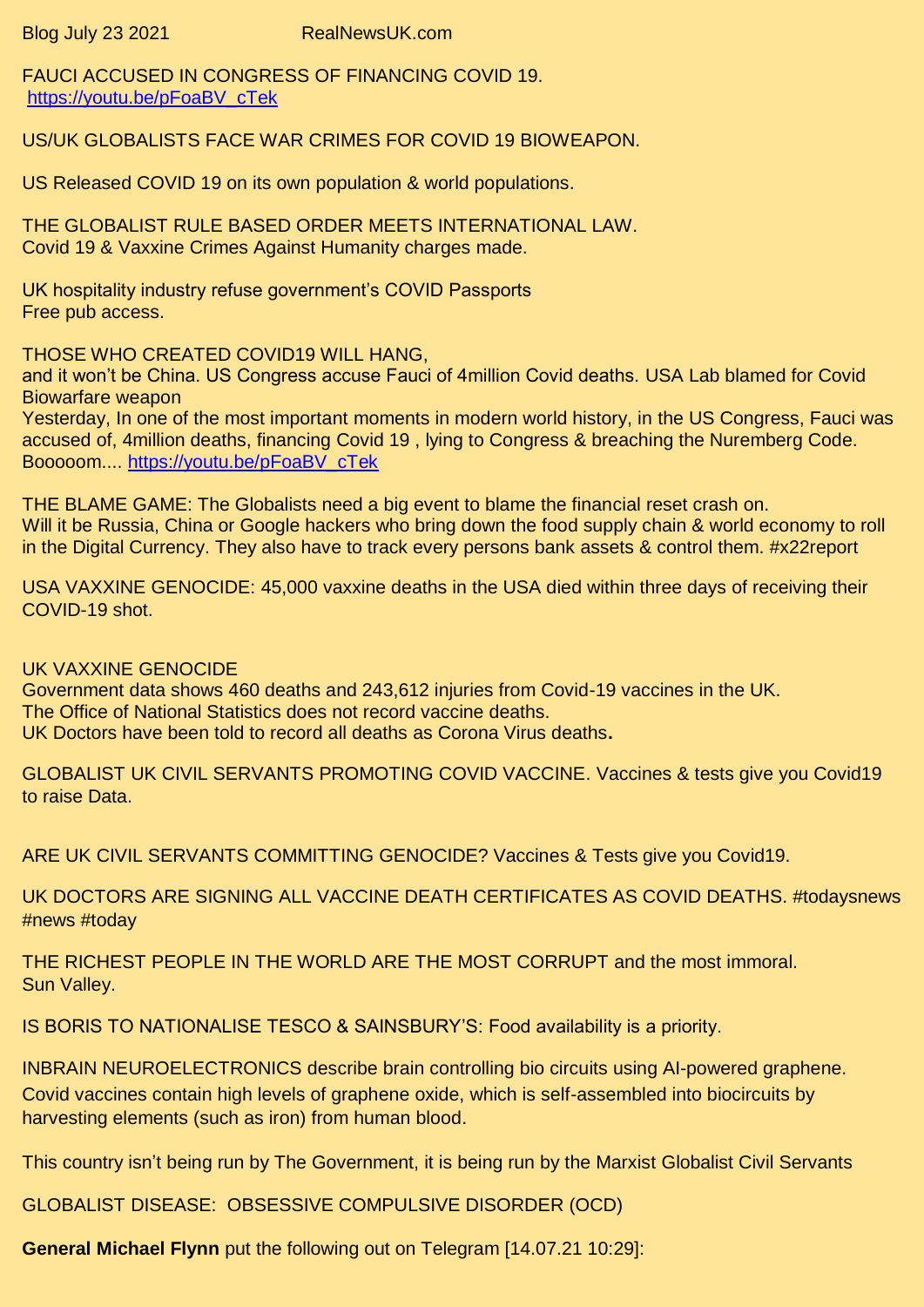Blog July 23 2021 RealNewsUK.com

FAUCI ACCUSED IN CONGRESS OF FINANCING COVID 19.
https://youtu.be/pFoaBV_cTek

US/UK GLOBALISTS FACE WAR CRIMES FOR COVID 19 BIOWEAPON.

US Released COVID 19 on its own population & world populations.

THE GLOBALIST RULE BASED ORDER MEETS INTERNATIONAL LAW.
Covid 19 & Vaxxine Crimes Against Humanity charges made.

UK hospitality industry refuse government's COVID Passports
Free pub access.

THOSE WHO CREATED COVID19 WILL HANG,
and it won't be China. US Congress accuse Fauci of 4million Covid deaths. USA Lab blamed for Covid Biowarfare weapon
Yesterday, In one of the most important moments in modern world history, in the US Congress, Fauci was accused of, 4million deaths, financing Covid 19 , lying to Congress & breaching the Nuremberg Code. Booooom.... https://youtu.be/pFoaBV_cTek

THE BLAME GAME: The Globalists need a big event to blame the financial reset crash on.
Will it be Russia, China or Google hackers who bring down the food supply chain & world economy to roll in the Digital Currency. They also have to track every persons bank assets & control them. #x22report

USA VAXXINE GENOCIDE: 45,000 vaxxine deaths in the USA died within three days of receiving their COVID-19 shot.

UK VAXXINE GENOCIDE
Government data shows 460 deaths and 243,612 injuries from Covid-19 vaccines in the UK.
The Office of National Statistics does not record vaccine deaths.
UK Doctors have been told to record all deaths as Corona Virus deaths**.**

GLOBALIST UK CIVIL SERVANTS PROMOTING COVID VACCINE. Vaccines & tests give you Covid19 to raise Data.

ARE UK CIVIL SERVANTS COMMITTING GENOCIDE? Vaccines & Tests give you Covid19.

UK DOCTORS ARE SIGNING ALL VACCINE DEATH CERTIFICATES AS COVID DEATHS. #todaysnews #news #today

THE RICHEST PEOPLE IN THE WORLD ARE THE MOST CORRUPT and the most immoral.
Sun Valley.

IS BORIS TO NATIONALISE TESCO & SAINSBURY'S: Food availability is a priority.

INBRAIN NEUROELECTRONICS describe brain controlling bio circuits using AI-powered graphene.
Covid vaccines contain high levels of graphene oxide, which is self-assembled into biocircuits by harvesting elements (such as iron) from human blood.

This country isn't being run by The Government, it is being run by the Marxist Globalist Civil Servants

GLOBALIST DISEASE: OBSESSIVE COMPULSIVE DISORDER (OCD)

**General Michael Flynn** put the following out on Telegram [14.07.21 10:29]: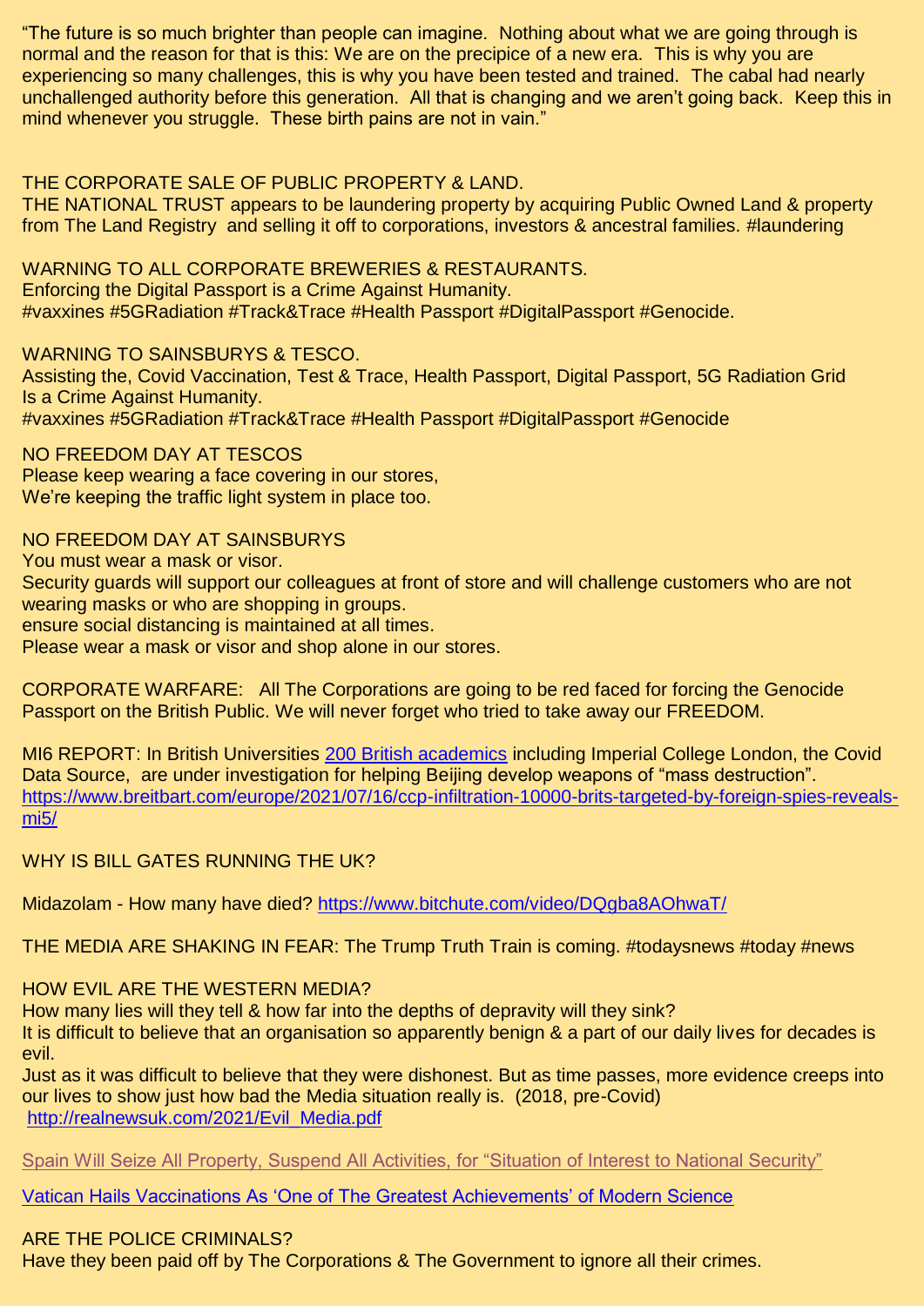"The future is so much brighter than people can imagine. Nothing about what we are going through is normal and the reason for that is this: We are on the precipice of a new era. This is why you are experiencing so many challenges, this is why you have been tested and trained. The cabal had nearly unchallenged authority before this generation. All that is changing and we aren't going back. Keep this in mind whenever you struggle. These birth pains are not in vain."

THE CORPORATE SALE OF PUBLIC PROPERTY & LAND.
THE NATIONAL TRUST appears to be laundering property by acquiring Public Owned Land & property from The Land Registry and selling it off to corporations, investors & ancestral families. #laundering

WARNING TO ALL CORPORATE BREWERIES & RESTAURANTS.
Enforcing the Digital Passport is a Crime Against Humanity.
#vaxxines #5GRadiation #Track&Trace #Health Passport #DigitalPassport #Genocide.

WARNING TO SAINSBURYS & TESCO.
Assisting the, Covid Vaccination, Test & Trace, Health Passport, Digital Passport, 5G Radiation Grid Is a Crime Against Humanity.
#vaxxines #5GRadiation #Track&Trace #Health Passport #DigitalPassport #Genocide

NO FREEDOM DAY AT TESCOS
Please keep wearing a face covering in our stores,
We're keeping the traffic light system in place too.

NO FREEDOM DAY AT SAINSBURYS
You must wear a mask or visor.
Security guards will support our colleagues at front of store and will challenge customers who are not wearing masks or who are shopping in groups.
ensure social distancing is maintained at all times.
Please wear a mask or visor and shop alone in our stores.

CORPORATE WARFARE: All The Corporations are going to be red faced for forcing the Genocide Passport on the British Public. We will never forget who tried to take away our FREEDOM.

MI6 REPORT: In British Universities [200 British academics](200 British academics) including Imperial College London, the Covid Data Source, are under investigation for helping Beijing develop weapons of "mass destruction".
https://www.breitbart.com/europe/2021/07/16/ccp-infiltration-10000-brits-targeted-by-foreign-spies-reveals-mi5/

WHY IS BILL GATES RUNNING THE UK?

Midazolam - How many have died? https://www.bitchute.com/video/DQgba8AOhwaT/

THE MEDIA ARE SHAKING IN FEAR: The Trump Truth Train is coming. #todaysnews #today #news

HOW EVIL ARE THE WESTERN MEDIA?
How many lies will they tell & how far into the depths of depravity will they sink?
It is difficult to believe that an organisation so apparently benign & a part of our daily lives for decades is evil.
Just as it was difficult to believe that they were dishonest. But as time passes, more evidence creeps into our lives to show just how bad the Media situation really is. (2018, pre-Covid)
http://realnewsuk.com/2021/Evil_Media.pdf

Spain Will Seize All Property, Suspend All Activities, for "Situation of Interest to National Security"

Vatican Hails Vaccinations As 'One of The Greatest Achievements' of Modern Science

ARE THE POLICE CRIMINALS?
Have they been paid off by The Corporations & The Government to ignore all their crimes.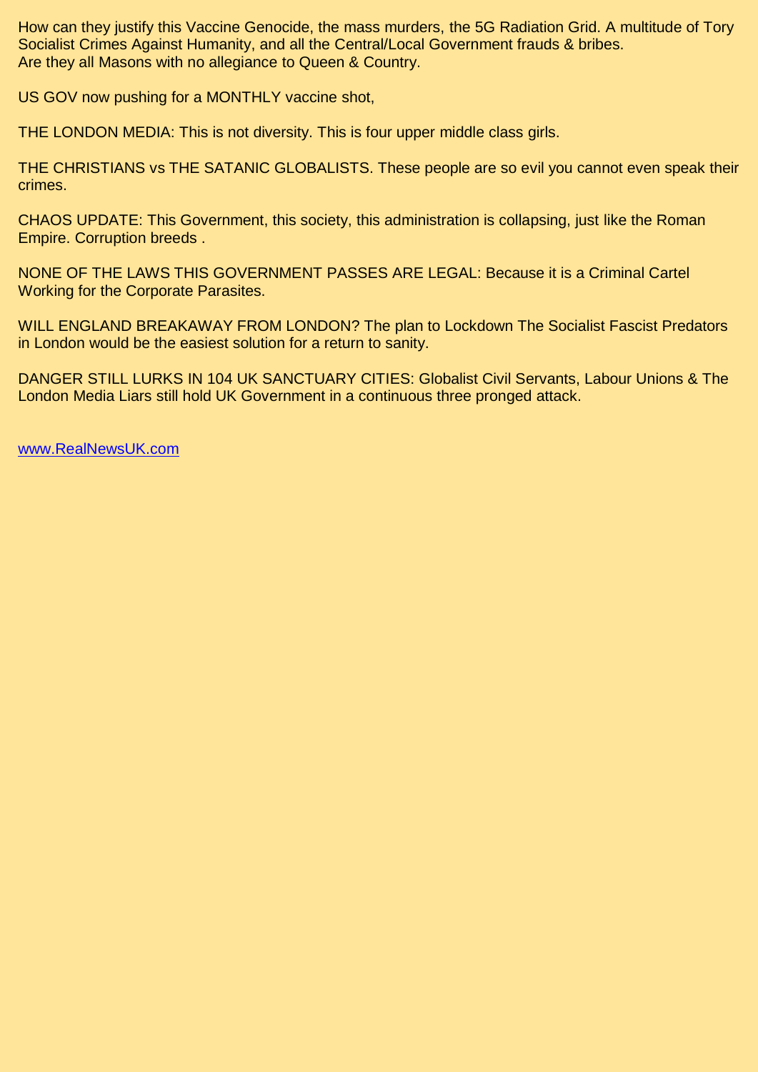How can they justify this Vaccine Genocide, the mass murders, the 5G Radiation Grid. A multitude of Tory Socialist Crimes Against Humanity, and all the Central/Local Government frauds & bribes.
Are they all Masons with no allegiance to Queen & Country.

US GOV now pushing for a MONTHLY vaccine shot,

THE LONDON MEDIA: This is not diversity. This is four upper middle class girls.

THE CHRISTIANS vs THE SATANIC GLOBALISTS. These people are so evil you cannot even speak their crimes.

CHAOS UPDATE: This Government, this society, this administration is collapsing, just like the Roman Empire. Corruption breeds .

NONE OF THE LAWS THIS GOVERNMENT PASSES ARE LEGAL: Because it is a Criminal Cartel Working for the Corporate Parasites.

WILL ENGLAND BREAKAWAY FROM LONDON? The plan to Lockdown The Socialist Fascist Predators in London would be the easiest solution for a return to sanity.

DANGER STILL LURKS IN 104 UK SANCTUARY CITIES: Globalist Civil Servants, Labour Unions & The London Media Liars still hold UK Government in a continuous three pronged attack.

www.RealNewsUK.com